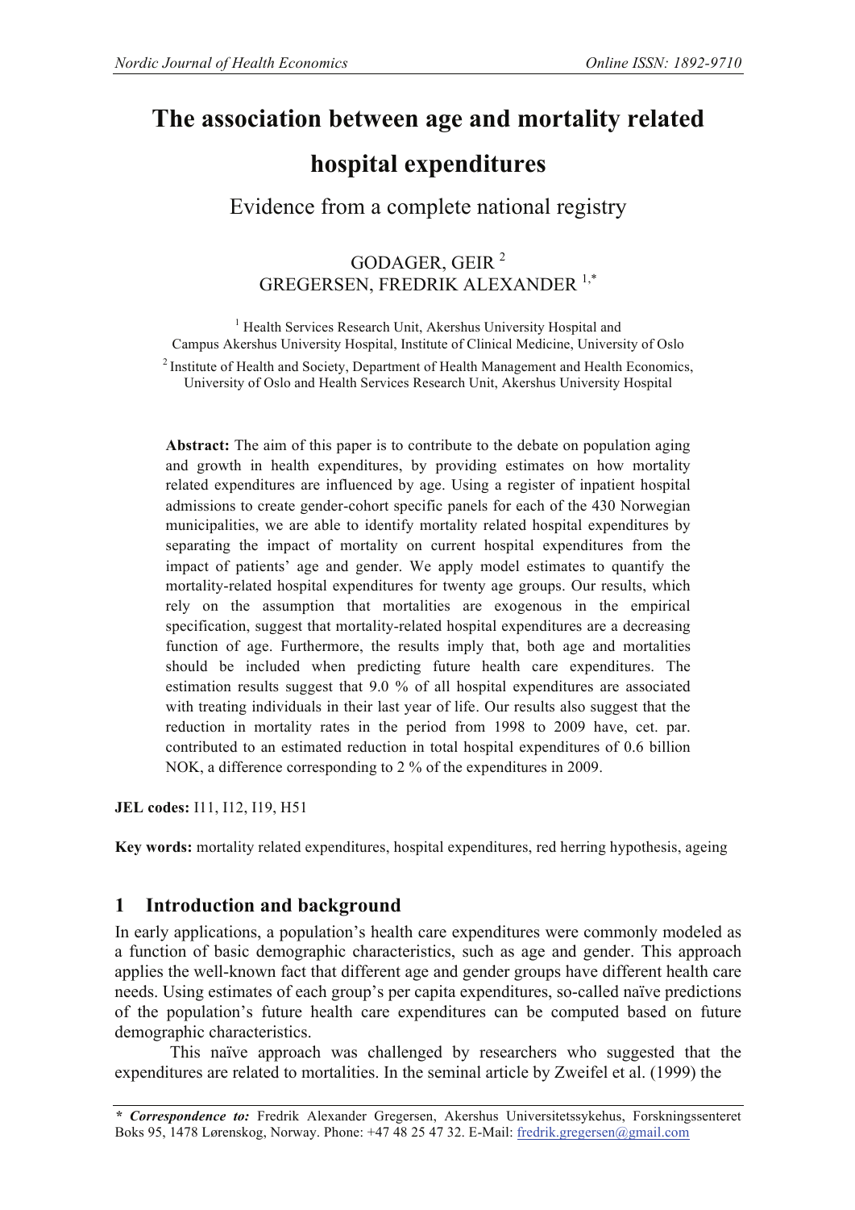# The association between age and mortality related hospital expenditures

## Evidence from a complete national registry

GODAGER, GEIR [2]
GREGERSEN, FREDRIK ALEXANDER [1,*]

[1] Health Services Research Unit, Akershus University Hospital and Campus Akershus University Hospital, Institute of Clinical Medicine, University of Oslo

[2] Institute of Health and Society, Department of Health Management and Health Economics, University of Oslo and Health Services Research Unit, Akershus University Hospital

**Abstract:** The aim of this paper is to contribute to the debate on population aging and growth in health expenditures, by providing estimates on how mortality related expenditures are influenced by age. Using a register of inpatient hospital admissions to create gender-cohort specific panels for each of the 430 Norwegian municipalities, we are able to identify mortality related hospital expenditures by separating the impact of mortality on current hospital expenditures from the impact of patients' age and gender. We apply model estimates to quantify the mortality-related hospital expenditures for twenty age groups. Our results, which rely on the assumption that mortalities are exogenous in the empirical specification, suggest that mortality-related hospital expenditures are a decreasing function of age. Furthermore, the results imply that, both age and mortalities should be included when predicting future health care expenditures. The estimation results suggest that 9.0 % of all hospital expenditures are associated with treating individuals in their last year of life. Our results also suggest that the reduction in mortality rates in the period from 1998 to 2009 have, cet. par. contributed to an estimated reduction in total hospital expenditures of 0.6 billion NOK, a difference corresponding to 2 % of the expenditures in 2009.

**JEL codes:** I11, I12, I19, H51

**Key words:** mortality related expenditures, hospital expenditures, red herring hypothesis, ageing

## 1 Introduction and background

In early applications, a population's health care expenditures were commonly modeled as a function of basic demographic characteristics, such as age and gender. This approach applies the well-known fact that different age and gender groups have different health care needs. Using estimates of each group's per capita expenditures, so-called naïve predictions of the population's future health care expenditures can be computed based on future demographic characteristics.

This naïve approach was challenged by researchers who suggested that the expenditures are related to mortalities. In the seminal article by Zweifel et al. (1999) the

---

*\* Correspondence to:* Fredrik Alexander Gregersen, Akershus Universitetssykehus, Forskningssenteret Boks 95, 1478 Lørenskog, Norway. Phone: +47 48 25 47 32. E-Mail: fredrik.gregersen@gmail.com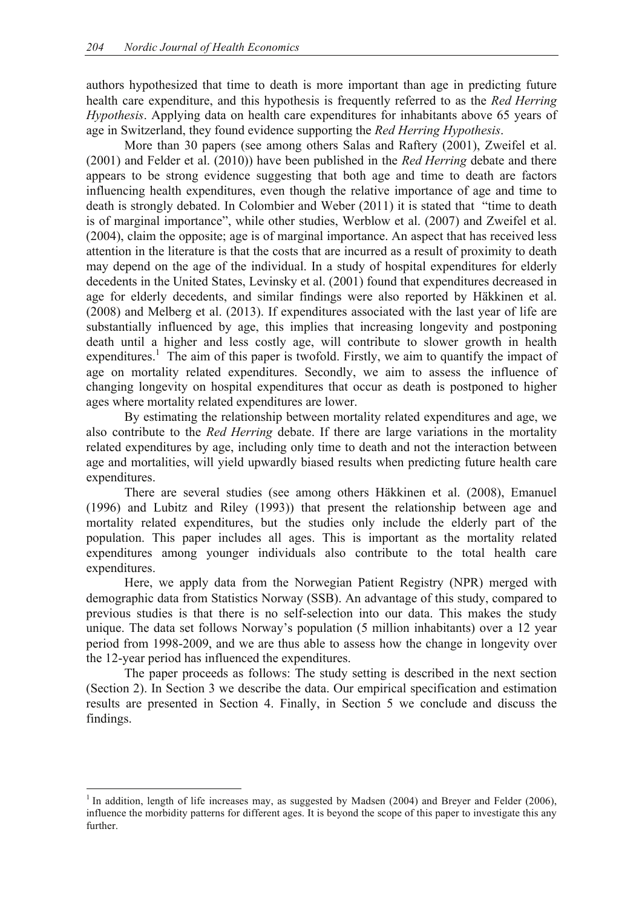authors hypothesized that time to death is more important than age in predicting future health care expenditure, and this hypothesis is frequently referred to as the *Red Herring Hypothesis*. Applying data on health care expenditures for inhabitants above 65 years of age in Switzerland, they found evidence supporting the *Red Herring Hypothesis*.

More than 30 papers (see among others Salas and Raftery (2001), Zweifel et al. (2001) and Felder et al. (2010)) have been published in the *Red Herring* debate and there appears to be strong evidence suggesting that both age and time to death are factors influencing health expenditures, even though the relative importance of age and time to death is strongly debated. In Colombier and Weber (2011) it is stated that "time to death is of marginal importance", while other studies, Werblow et al. (2007) and Zweifel et al. (2004), claim the opposite; age is of marginal importance. An aspect that has received less attention in the literature is that the costs that are incurred as a result of proximity to death may depend on the age of the individual. In a study of hospital expenditures for elderly decedents in the United States, Levinsky et al. (2001) found that expenditures decreased in age for elderly decedents, and similar findings were also reported by Häkkinen et al. (2008) and Melberg et al. (2013). If expenditures associated with the last year of life are substantially influenced by age, this implies that increasing longevity and postponing death until a higher and less costly age, will contribute to slower growth in health expenditures.[1] The aim of this paper is twofold. Firstly, we aim to quantify the impact of age on mortality related expenditures. Secondly, we aim to assess the influence of changing longevity on hospital expenditures that occur as death is postponed to higher ages where mortality related expenditures are lower.

By estimating the relationship between mortality related expenditures and age, we also contribute to the *Red Herring* debate. If there are large variations in the mortality related expenditures by age, including only time to death and not the interaction between age and mortalities, will yield upwardly biased results when predicting future health care expenditures.

There are several studies (see among others Häkkinen et al. (2008), Emanuel (1996) and Lubitz and Riley (1993)) that present the relationship between age and mortality related expenditures, but the studies only include the elderly part of the population. This paper includes all ages. This is important as the mortality related expenditures among younger individuals also contribute to the total health care expenditures.

Here, we apply data from the Norwegian Patient Registry (NPR) merged with demographic data from Statistics Norway (SSB). An advantage of this study, compared to previous studies is that there is no self-selection into our data. This makes the study unique. The data set follows Norway's population (5 million inhabitants) over a 12 year period from 1998-2009, and we are thus able to assess how the change in longevity over the 12-year period has influenced the expenditures.

The paper proceeds as follows: The study setting is described in the next section (Section 2). In Section 3 we describe the data. Our empirical specification and estimation results are presented in Section 4. Finally, in Section 5 we conclude and discuss the findings.

[1] In addition, length of life increases may, as suggested by Madsen (2004) and Breyer and Felder (2006), influence the morbidity patterns for different ages. It is beyond the scope of this paper to investigate this any further.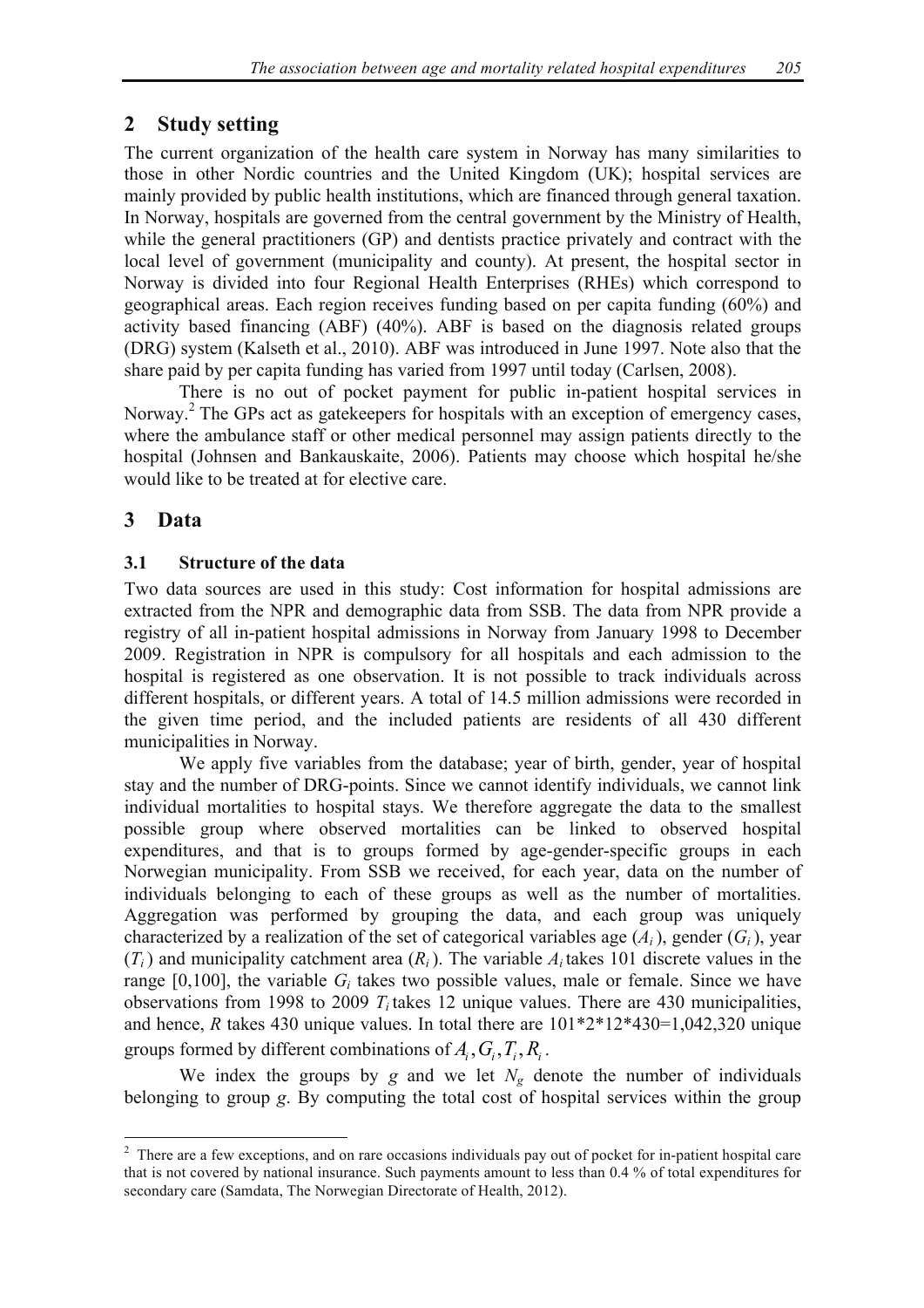## 2 Study setting

The current organization of the health care system in Norway has many similarities to those in other Nordic countries and the United Kingdom (UK); hospital services are mainly provided by public health institutions, which are financed through general taxation. In Norway, hospitals are governed from the central government by the Ministry of Health, while the general practitioners (GP) and dentists practice privately and contract with the local level of government (municipality and county). At present, the hospital sector in Norway is divided into four Regional Health Enterprises (RHEs) which correspond to geographical areas. Each region receives funding based on per capita funding (60%) and activity based financing (ABF) (40%). ABF is based on the diagnosis related groups (DRG) system (Kalseth et al., 2010). ABF was introduced in June 1997. Note also that the share paid by per capita funding has varied from 1997 until today (Carlsen, 2008).

There is no out of pocket payment for public in-patient hospital services in Norway.[2] The GPs act as gatekeepers for hospitals with an exception of emergency cases, where the ambulance staff or other medical personnel may assign patients directly to the hospital (Johnsen and Bankauskaite, 2006). Patients may choose which hospital he/she would like to be treated at for elective care.

## 3 Data

### 3.1 Structure of the data

Two data sources are used in this study: Cost information for hospital admissions are extracted from the NPR and demographic data from SSB. The data from NPR provide a registry of all in-patient hospital admissions in Norway from January 1998 to December 2009. Registration in NPR is compulsory for all hospitals and each admission to the hospital is registered as one observation. It is not possible to track individuals across different hospitals, or different years. A total of 14.5 million admissions were recorded in the given time period, and the included patients are residents of all 430 different municipalities in Norway.

We apply five variables from the database; year of birth, gender, year of hospital stay and the number of DRG-points. Since we cannot identify individuals, we cannot link individual mortalities to hospital stays. We therefore aggregate the data to the smallest possible group where observed mortalities can be linked to observed hospital expenditures, and that is to groups formed by age-gender-specific groups in each Norwegian municipality. From SSB we received, for each year, data on the number of individuals belonging to each of these groups as well as the number of mortalities. Aggregation was performed by grouping the data, and each group was uniquely characterized by a realization of the set of categorical variables age ($A_i$), gender ($G_i$), year ($T_i$) and municipality catchment area ($R_i$). The variable $A_i$ takes 101 discrete values in the range [0,100], the variable $G_i$ takes two possible values, male or female. Since we have observations from 1998 to 2009 $T_i$ takes 12 unique values. There are 430 municipalities, and hence, $R$ takes 430 unique values. In total there are 101*2*12*430=1,042,320 unique groups formed by different combinations of $A_i, G_i, T_i, R_i$.

We index the groups by $g$ and we let $N_g$ denote the number of individuals belonging to group $g$. By computing the total cost of hospital services within the group

[2] There are a few exceptions, and on rare occasions individuals pay out of pocket for in-patient hospital care that is not covered by national insurance. Such payments amount to less than 0.4 % of total expenditures for secondary care (Samdata, The Norwegian Directorate of Health, 2012).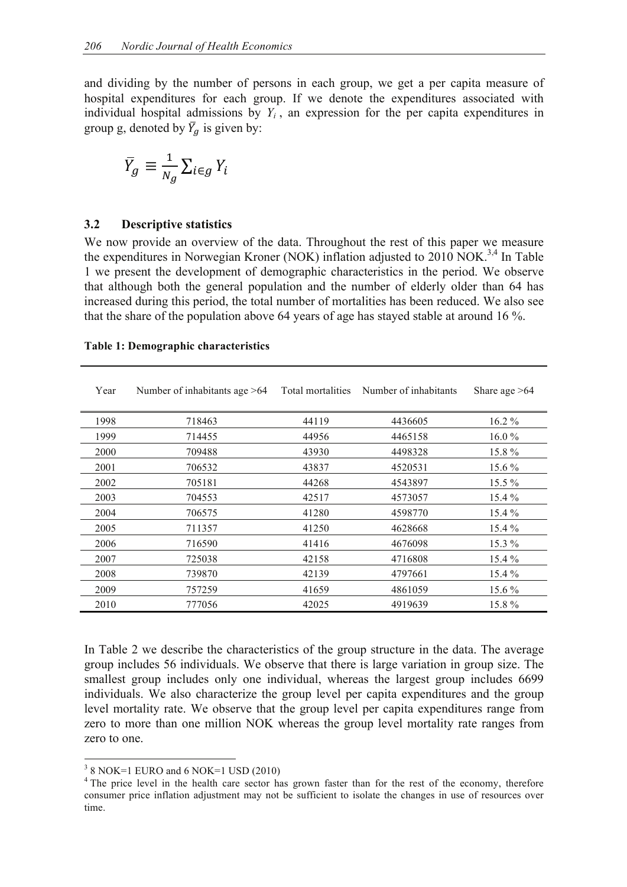and dividing by the number of persons in each group, we get a per capita measure of hospital expenditures for each group. If we denote the expenditures associated with individual hospital admissions by $Y_i$, an expression for the per capita expenditures in group g, denoted by $\bar{Y}_g$ is given by:

$$\bar{Y}_g \equiv \frac{1}{N_g} \sum_{i \in g} Y_i$$

### 3.2 Descriptive statistics

We now provide an overview of the data. Throughout the rest of this paper we measure the expenditures in Norwegian Kroner (NOK) inflation adjusted to 2010 NOK.[3,4] In Table 1 we present the development of demographic characteristics in the period. We observe that although both the general population and the number of elderly older than 64 has increased during this period, the total number of mortalities has been reduced. We also see that the share of the population above 64 years of age has stayed stable at around 16 %.

**Table 1: Demographic characteristics**

| Year | Number of inhabitants age >64 | Total mortalities | Number of inhabitants | Share age >64 |
|---|---|---|---|---|
| 1998 | 718463 | 44119 | 4436605 | 16.2 % |
| 1999 | 714455 | 44956 | 4465158 | 16.0 % |
| 2000 | 709488 | 43930 | 4498328 | 15.8 % |
| 2001 | 706532 | 43837 | 4520531 | 15.6 % |
| 2002 | 705181 | 44268 | 4543897 | 15.5 % |
| 2003 | 704553 | 42517 | 4573057 | 15.4 % |
| 2004 | 706575 | 41280 | 4598770 | 15.4 % |
| 2005 | 711357 | 41250 | 4628668 | 15.4 % |
| 2006 | 716590 | 41416 | 4676098 | 15.3 % |
| 2007 | 725038 | 42158 | 4716808 | 15.4 % |
| 2008 | 739870 | 42139 | 4797661 | 15.4 % |
| 2009 | 757259 | 41659 | 4861059 | 15.6 % |
| 2010 | 777056 | 42025 | 4919639 | 15.8 % |

In Table 2 we describe the characteristics of the group structure in the data. The average group includes 56 individuals. We observe that there is large variation in group size. The smallest group includes only one individual, whereas the largest group includes 6699 individuals. We also characterize the group level per capita expenditures and the group level mortality rate. We observe that the group level per capita expenditures range from zero to more than one million NOK whereas the group level mortality rate ranges from zero to one.

[3] 8 NOK=1 EURO and 6 NOK=1 USD (2010)

[4] The price level in the health care sector has grown faster than for the rest of the economy, therefore consumer price inflation adjustment may not be sufficient to isolate the changes in use of resources over time.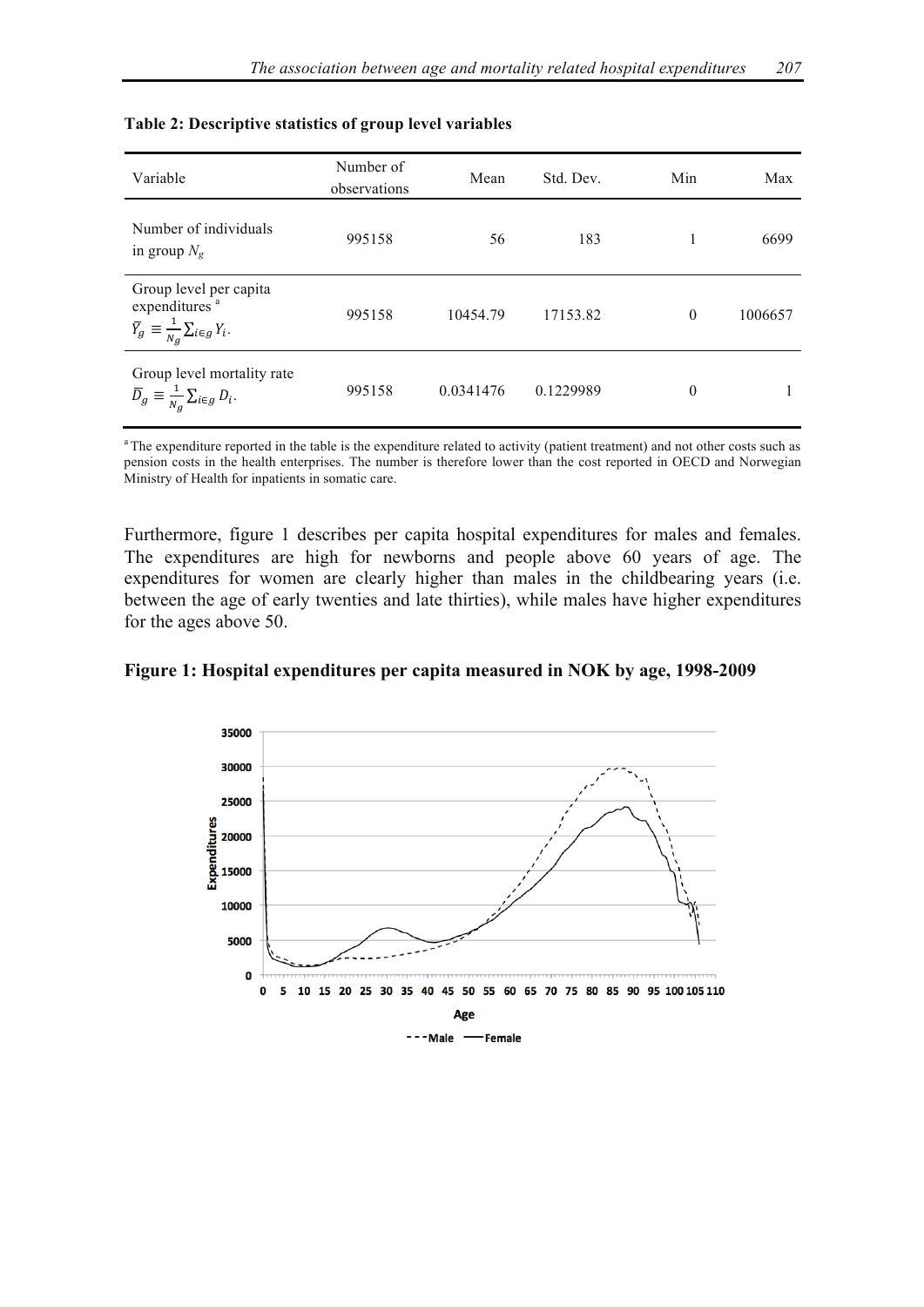**Table 2: Descriptive statistics of group level variables**

| Variable | Number of observations | Mean | Std. Dev. | Min | Max |
|---|---|---|---|---|---|
| Number of individuals in group $N_g$ | 995158 | 56 | 183 | 1 | 6699 |
| Group level per capita expenditures [a] $\overline{Y}_g \equiv \frac{1}{N_g}\sum_{i \in g} Y_i$. | 995158 | 10454.79 | 17153.82 | 0 | 1006657 |
| Group level mortality rate $\overline{D}_g \equiv \frac{1}{N_g}\sum_{i \in g} D_i$. | 995158 | 0.0341476 | 0.1229989 | 0 | 1 |

[a] The expenditure reported in the table is the expenditure related to activity (patient treatment) and not other costs such as pension costs in the health enterprises. The number is therefore lower than the cost reported in OECD and Norwegian Ministry of Health for inpatients in somatic care.

Furthermore, figure 1 describes per capita hospital expenditures for males and females. The expenditures are high for newborns and people above 60 years of age. The expenditures for women are clearly higher than males in the childbearing years (i.e. between the age of early twenties and late thirties), while males have higher expenditures for the ages above 50.

**Figure 1: Hospital expenditures per capita measured in NOK by age, 1998-2009**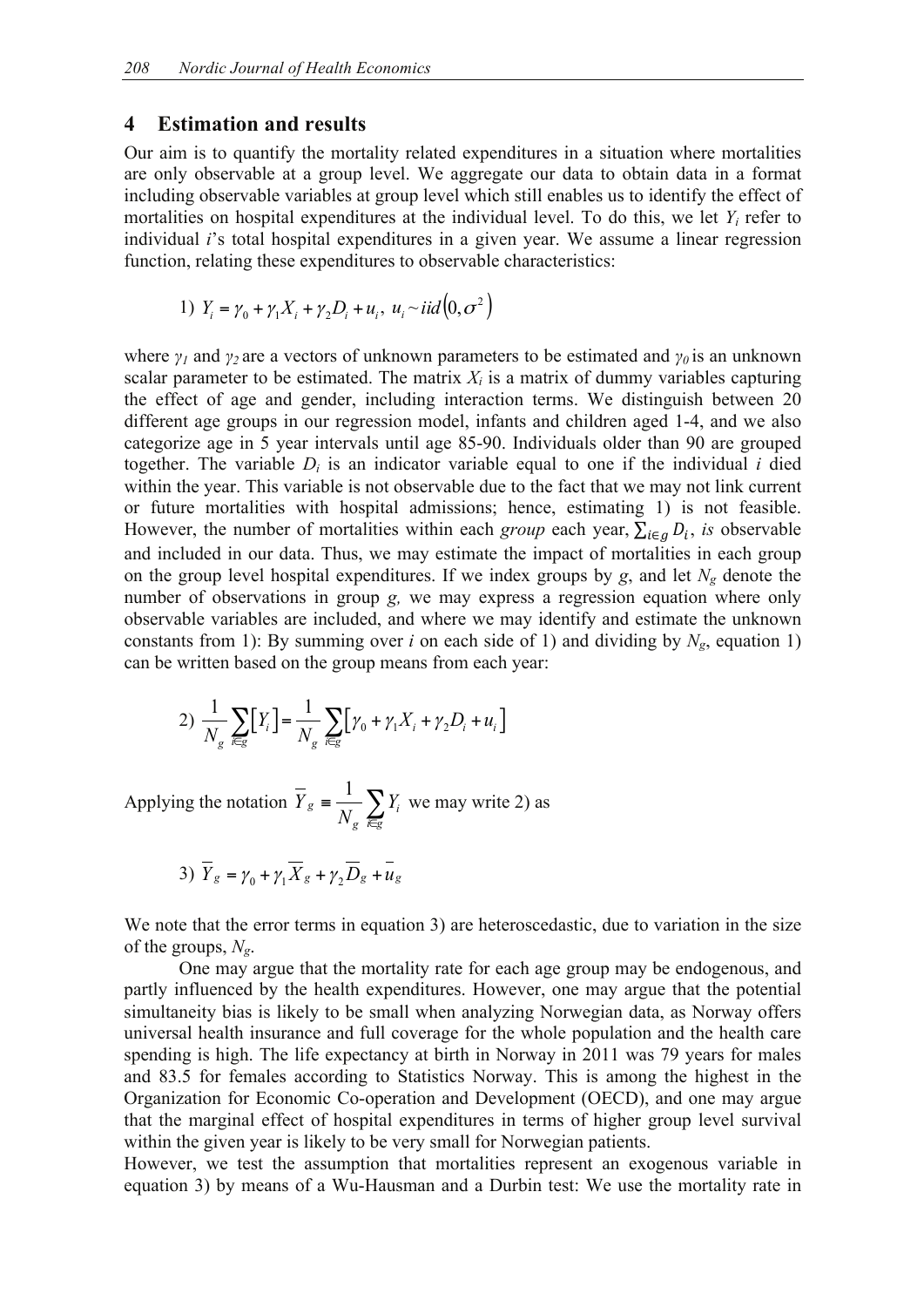## 4 Estimation and results

Our aim is to quantify the mortality related expenditures in a situation where mortalities are only observable at a group level. We aggregate our data to obtain data in a format including observable variables at group level which still enables us to identify the effect of mortalities on hospital expenditures at the individual level. To do this, we let $Y_i$ refer to individual $i$'s total hospital expenditures in a given year. We assume a linear regression function, relating these expenditures to observable characteristics:

$$1)\ Y_i = \gamma_0 + \gamma_1 X_i + \gamma_2 D_i + u_i,\ u_i \sim iid\left(0, \sigma^2\right)$$

where $\gamma_1$ and $\gamma_2$ are a vectors of unknown parameters to be estimated and $\gamma_0$ is an unknown scalar parameter to be estimated. The matrix $X_i$ is a matrix of dummy variables capturing the effect of age and gender, including interaction terms. We distinguish between 20 different age groups in our regression model, infants and children aged 1-4, and we also categorize age in 5 year intervals until age 85-90. Individuals older than 90 are grouped together. The variable $D_i$ is an indicator variable equal to one if the individual $i$ died within the year. This variable is not observable due to the fact that we may not link current or future mortalities with hospital admissions; hence, estimating 1) is not feasible. However, the number of mortalities within each *group* each year, $\sum_{i \in g} D_i$, *is* observable and included in our data. Thus, we may estimate the impact of mortalities in each group on the group level hospital expenditures. If we index groups by $g$, and let $N_g$ denote the number of observations in group $g$, we may express a regression equation where only observable variables are included, and where we may identify and estimate the unknown constants from 1): By summing over $i$ on each side of 1) and dividing by $N_g$, equation 1) can be written based on the group means from each year:

$$2)\ \frac{1}{N_g} \sum_{i \in g} \left[ Y_i \right] = \frac{1}{N_g} \sum_{i \in g} \left[ \gamma_0 + \gamma_1 X_i + \gamma_2 D_i + u_i \right]$$

Applying the notation $\overline{Y}_g \equiv \frac{1}{N_g} \sum_{i \in g} Y_i$ we may write 2) as

$$3)\ \overline{Y}_g = \gamma_0 + \gamma_1 \overline{X}_g + \gamma_2 \overline{D}_g + \overline{u}_g$$

We note that the error terms in equation 3) are heteroscedastic, due to variation in the size of the groups, $N_g$.

One may argue that the mortality rate for each age group may be endogenous, and partly influenced by the health expenditures. However, one may argue that the potential simultaneity bias is likely to be small when analyzing Norwegian data, as Norway offers universal health insurance and full coverage for the whole population and the health care spending is high. The life expectancy at birth in Norway in 2011 was 79 years for males and 83.5 for females according to Statistics Norway. This is among the highest in the Organization for Economic Co-operation and Development (OECD), and one may argue that the marginal effect of hospital expenditures in terms of higher group level survival within the given year is likely to be very small for Norwegian patients.

However, we test the assumption that mortalities represent an exogenous variable in equation 3) by means of a Wu-Hausman and a Durbin test: We use the mortality rate in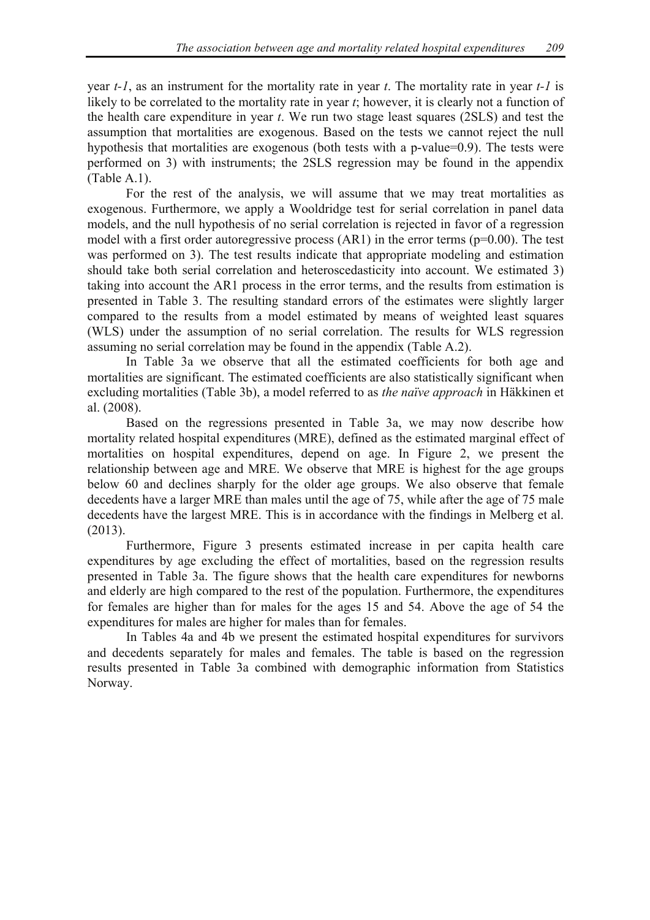year *t-1*, as an instrument for the mortality rate in year *t*. The mortality rate in year *t-1* is likely to be correlated to the mortality rate in year *t*; however, it is clearly not a function of the health care expenditure in year *t*. We run two stage least squares (2SLS) and test the assumption that mortalities are exogenous. Based on the tests we cannot reject the null hypothesis that mortalities are exogenous (both tests with a p-value=0.9). The tests were performed on 3) with instruments; the 2SLS regression may be found in the appendix (Table A.1).

For the rest of the analysis, we will assume that we may treat mortalities as exogenous. Furthermore, we apply a Wooldridge test for serial correlation in panel data models, and the null hypothesis of no serial correlation is rejected in favor of a regression model with a first order autoregressive process (AR1) in the error terms (p=0.00). The test was performed on 3). The test results indicate that appropriate modeling and estimation should take both serial correlation and heteroscedasticity into account. We estimated 3) taking into account the AR1 process in the error terms, and the results from estimation is presented in Table 3. The resulting standard errors of the estimates were slightly larger compared to the results from a model estimated by means of weighted least squares (WLS) under the assumption of no serial correlation. The results for WLS regression assuming no serial correlation may be found in the appendix (Table A.2).

In Table 3a we observe that all the estimated coefficients for both age and mortalities are significant. The estimated coefficients are also statistically significant when excluding mortalities (Table 3b), a model referred to as *the naïve approach* in Häkkinen et al. (2008).

Based on the regressions presented in Table 3a, we may now describe how mortality related hospital expenditures (MRE), defined as the estimated marginal effect of mortalities on hospital expenditures, depend on age. In Figure 2, we present the relationship between age and MRE. We observe that MRE is highest for the age groups below 60 and declines sharply for the older age groups. We also observe that female decedents have a larger MRE than males until the age of 75, while after the age of 75 male decedents have the largest MRE. This is in accordance with the findings in Melberg et al. (2013).

Furthermore, Figure 3 presents estimated increase in per capita health care expenditures by age excluding the effect of mortalities, based on the regression results presented in Table 3a. The figure shows that the health care expenditures for newborns and elderly are high compared to the rest of the population. Furthermore, the expenditures for females are higher than for males for the ages 15 and 54. Above the age of 54 the expenditures for males are higher for males than for females.

In Tables 4a and 4b we present the estimated hospital expenditures for survivors and decedents separately for males and females. The table is based on the regression results presented in Table 3a combined with demographic information from Statistics Norway.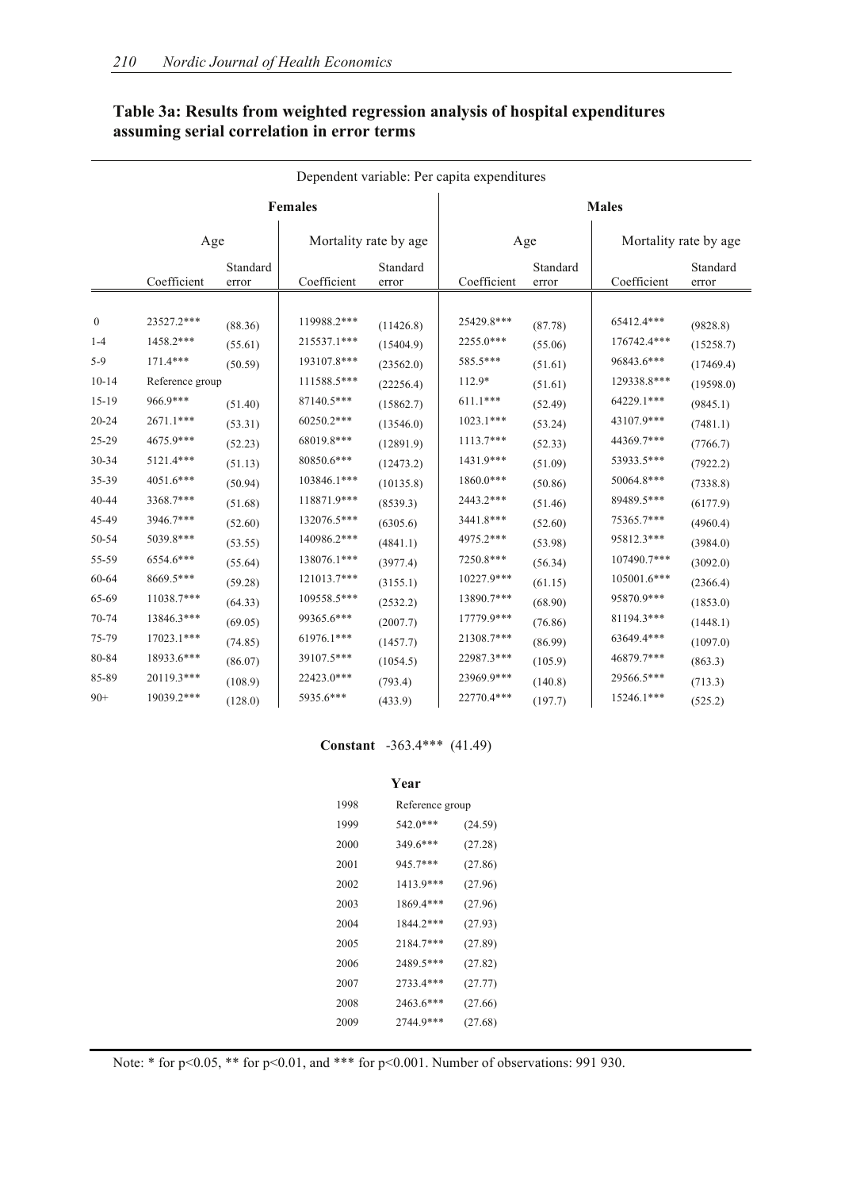### Table 3a: Results from weighted regression analysis of hospital expenditures assuming serial correlation in error terms

| Dependent variable: Per capita expenditures | | | | | | | | |
|---|---|---|---|---|---|---|---|---|
| | Females | | | | Males | | | |
| | Age | | Mortality rate by age | | Age | | Mortality rate by age | |
| | Coefficient | Standard error | Coefficient | Standard error | Coefficient | Standard error | Coefficient | Standard error |
| 0 | 23527.2*** | (88.36) | 119988.2*** | (11426.8) | 25429.8*** | (87.78) | 65412.4*** | (9828.8) |
| 1-4 | 1458.2*** | (55.61) | 215537.1*** | (15404.9) | 2255.0*** | (55.06) | 176742.4*** | (15258.7) |
| 5-9 | 171.4*** | (50.59) | 193107.8*** | (23562.0) | 585.5*** | (51.61) | 96843.6*** | (17469.4) |
| 10-14 | Reference group | | 111588.5*** | (22256.4) | 112.9* | (51.61) | 129338.8*** | (19598.0) |
| 15-19 | 966.9*** | (51.40) | 87140.5*** | (15862.7) | 611.1*** | (52.49) | 64229.1*** | (9845.1) |
| 20-24 | 2671.1*** | (53.31) | 60250.2*** | (13546.0) | 1023.1*** | (53.24) | 43107.9*** | (7481.1) |
| 25-29 | 4675.9*** | (52.23) | 68019.8*** | (12891.9) | 1113.7*** | (52.33) | 44369.7*** | (7766.7) |
| 30-34 | 5121.4*** | (51.13) | 80850.6*** | (12473.2) | 1431.9*** | (51.09) | 53933.5*** | (7922.2) |
| 35-39 | 4051.6*** | (50.94) | 103846.1*** | (10135.8) | 1860.0*** | (50.86) | 50064.8*** | (7338.8) |
| 40-44 | 3368.7*** | (51.68) | 118871.9*** | (8539.3) | 2443.2*** | (51.46) | 89489.5*** | (6177.9) |
| 45-49 | 3946.7*** | (52.60) | 132076.5*** | (6305.6) | 3441.8*** | (52.60) | 75365.7*** | (4960.4) |
| 50-54 | 5039.8*** | (53.55) | 140986.2*** | (4841.1) | 4975.2*** | (53.98) | 95812.3*** | (3984.0) |
| 55-59 | 6554.6*** | (55.64) | 138076.1*** | (3977.4) | 7250.8*** | (56.34) | 107490.7*** | (3092.0) |
| 60-64 | 8669.5*** | (59.28) | 121013.7*** | (3155.1) | 10227.9*** | (61.15) | 105001.6*** | (2366.4) |
| 65-69 | 11038.7*** | (64.33) | 109558.5*** | (2532.2) | 13890.7*** | (68.90) | 95870.9*** | (1853.0) |
| 70-74 | 13846.3*** | (69.05) | 99365.6*** | (2007.7) | 17779.9*** | (76.86) | 81194.3*** | (1448.1) |
| 75-79 | 17023.1*** | (74.85) | 61976.1*** | (1457.7) | 21308.7*** | (86.99) | 63649.4*** | (1097.0) |
| 80-84 | 18933.6*** | (86.07) | 39107.5*** | (1054.5) | 22987.3*** | (105.9) | 46879.7*** | (863.3) |
| 85-89 | 20119.3*** | (108.9) | 22423.0*** | (793.4) | 23969.9*** | (140.8) | 29566.5*** | (713.3) |
| 90+ | 19039.2*** | (128.0) | 5935.6*** | (433.9) | 22770.4*** | (197.7) | 15246.1*** | (525.2) |

**Constant** -363.4*** (41.49)

| Year | | |
|---|---|---|
| 1998 | Reference group | |
| 1999 | 542.0*** | (24.59) |
| 2000 | 349.6*** | (27.28) |
| 2001 | 945.7*** | (27.86) |
| 2002 | 1413.9*** | (27.96) |
| 2003 | 1869.4*** | (27.96) |
| 2004 | 1844.2*** | (27.93) |
| 2005 | 2184.7*** | (27.89) |
| 2006 | 2489.5*** | (27.82) |
| 2007 | 2733.4*** | (27.77) |
| 2008 | 2463.6*** | (27.66) |
| 2009 | 2744.9*** | (27.68) |

Note: * for $p<0.05$, ** for $p<0.01$, and *** for $p<0.001$. Number of observations: 991 930.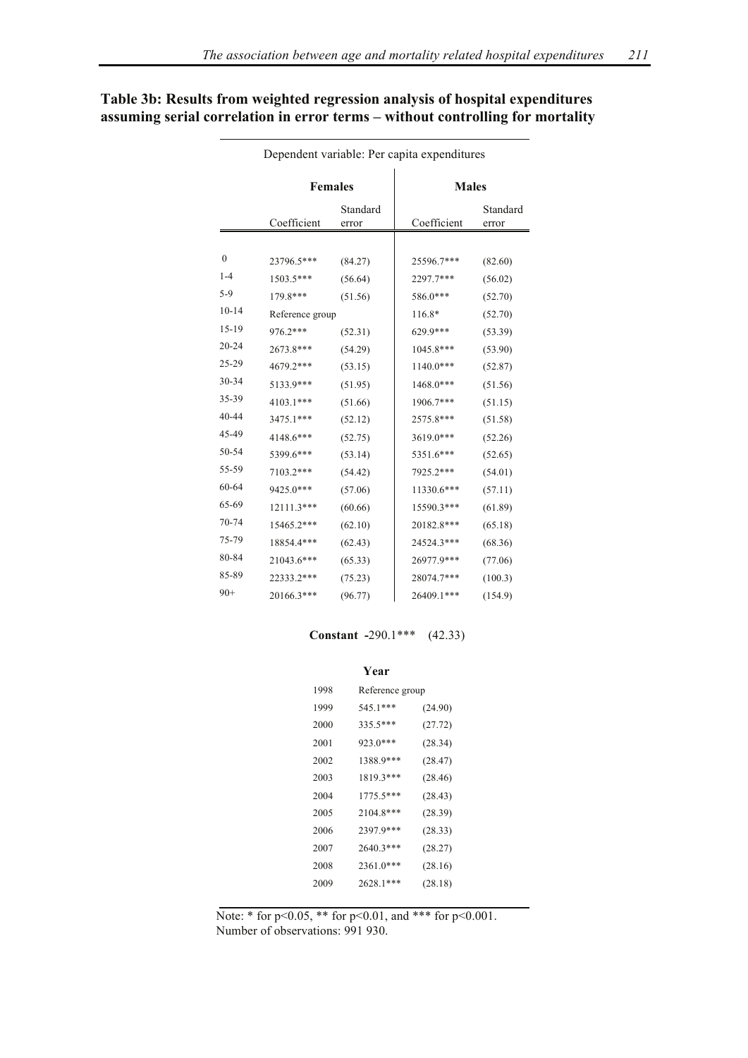**Table 3b: Results from weighted regression analysis of hospital expenditures assuming serial correlation in error terms – without controlling for mortality**

| Dependent variable: Per capita expenditures | | | | |
|---|---|---|---|---|
| | **Females** | | **Males** | |
| | Coefficient | Standard error | Coefficient | Standard error |
| 0 | 23796.5*** | (84.27) | 25596.7*** | (82.60) |
| 1-4 | 1503.5*** | (56.64) | 2297.7*** | (56.02) |
| 5-9 | 179.8*** | (51.56) | 586.0*** | (52.70) |
| 10-14 | Reference group | | 116.8* | (52.70) |
| 15-19 | 976.2*** | (52.31) | 629.9*** | (53.39) |
| 20-24 | 2673.8*** | (54.29) | 1045.8*** | (53.90) |
| 25-29 | 4679.2*** | (53.15) | 1140.0*** | (52.87) |
| 30-34 | 5133.9*** | (51.95) | 1468.0*** | (51.56) |
| 35-39 | 4103.1*** | (51.66) | 1906.7*** | (51.15) |
| 40-44 | 3475.1*** | (52.12) | 2575.8*** | (51.58) |
| 45-49 | 4148.6*** | (52.75) | 3619.0*** | (52.26) |
| 50-54 | 5399.6*** | (53.14) | 5351.6*** | (52.65) |
| 55-59 | 7103.2*** | (54.42) | 7925.2*** | (54.01) |
| 60-64 | 9425.0*** | (57.06) | 11330.6*** | (57.11) |
| 65-69 | 12111.3*** | (60.66) | 15590.3*** | (61.89) |
| 70-74 | 15465.2*** | (62.10) | 20182.8*** | (65.18) |
| 75-79 | 18854.4*** | (62.43) | 24524.3*** | (68.36) |
| 80-84 | 21043.6*** | (65.33) | 26977.9*** | (77.06) |
| 85-89 | 22333.2*** | (75.23) | 28074.7*** | (100.3) |
| 90+ | 20166.3*** | (96.77) | 26409.1*** | (154.9) |

**Constant** -290.1*** (42.33)

| **Year** | | |
|---|---|---|
| 1998 | Reference group | |
| 1999 | 545.1*** | (24.90) |
| 2000 | 335.5*** | (27.72) |
| 2001 | 923.0*** | (28.34) |
| 2002 | 1388.9*** | (28.47) |
| 2003 | 1819.3*** | (28.46) |
| 2004 | 1775.5*** | (28.43) |
| 2005 | 2104.8*** | (28.39) |
| 2006 | 2397.9*** | (28.33) |
| 2007 | 2640.3*** | (28.27) |
| 2008 | 2361.0*** | (28.16) |
| 2009 | 2628.1*** | (28.18) |

Note: * for $p<0.05$, ** for $p<0.01$, and *** for $p<0.001$.
Number of observations: 991 930.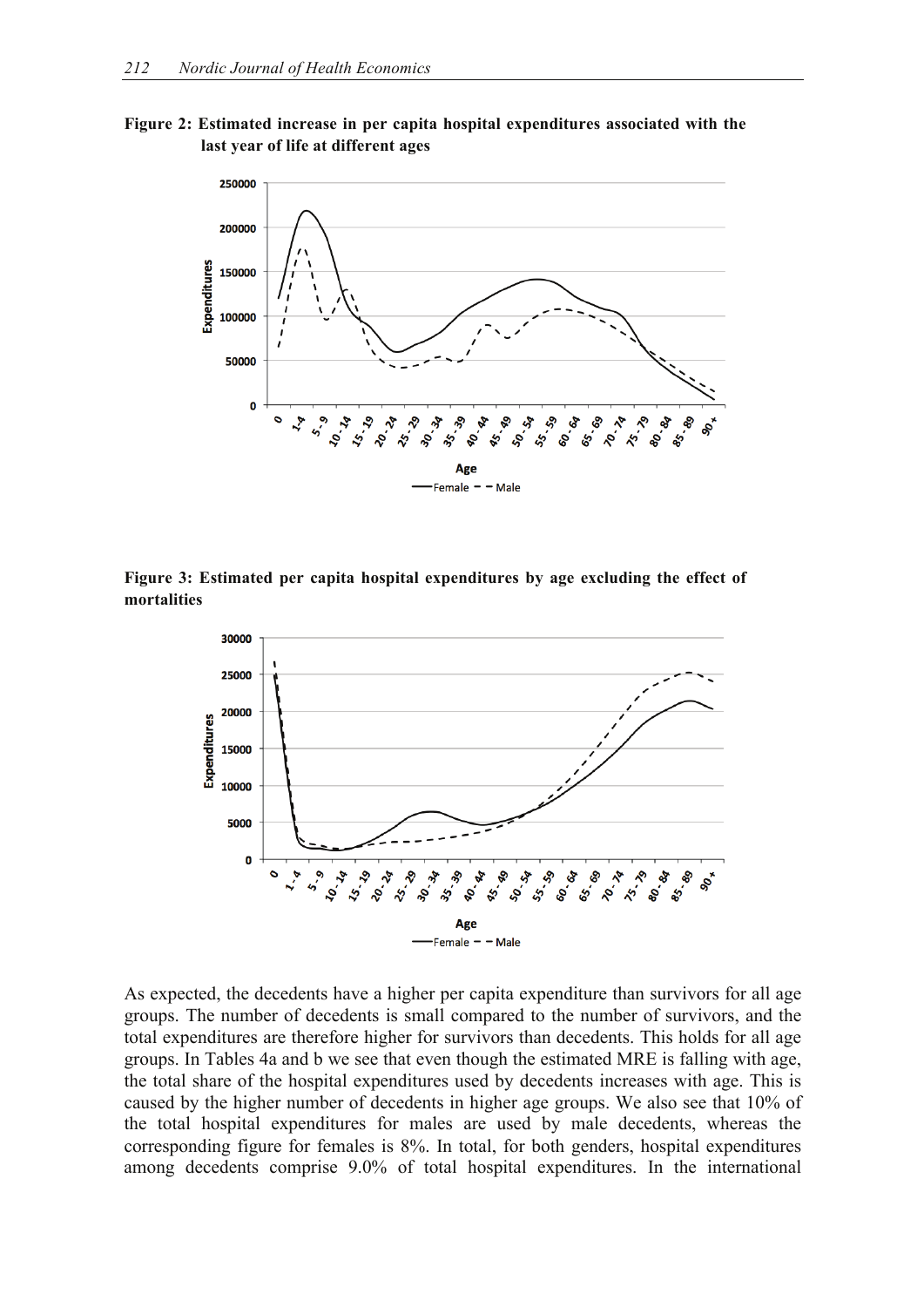**Figure 2: Estimated increase in per capita hospital expenditures associated with the last year of life at different ages**

**Figure 3: Estimated per capita hospital expenditures by age excluding the effect of mortalities**

As expected, the decedents have a higher per capita expenditure than survivors for all age groups. The number of decedents is small compared to the number of survivors, and the total expenditures are therefore higher for survivors than decedents. This holds for all age groups. In Tables 4a and b we see that even though the estimated MRE is falling with age, the total share of the hospital expenditures used by decedents increases with age. This is caused by the higher number of decedents in higher age groups. We also see that 10% of the total hospital expenditures for males are used by male decedents, whereas the corresponding figure for females is 8%. In total, for both genders, hospital expenditures among decedents comprise 9.0% of total hospital expenditures. In the international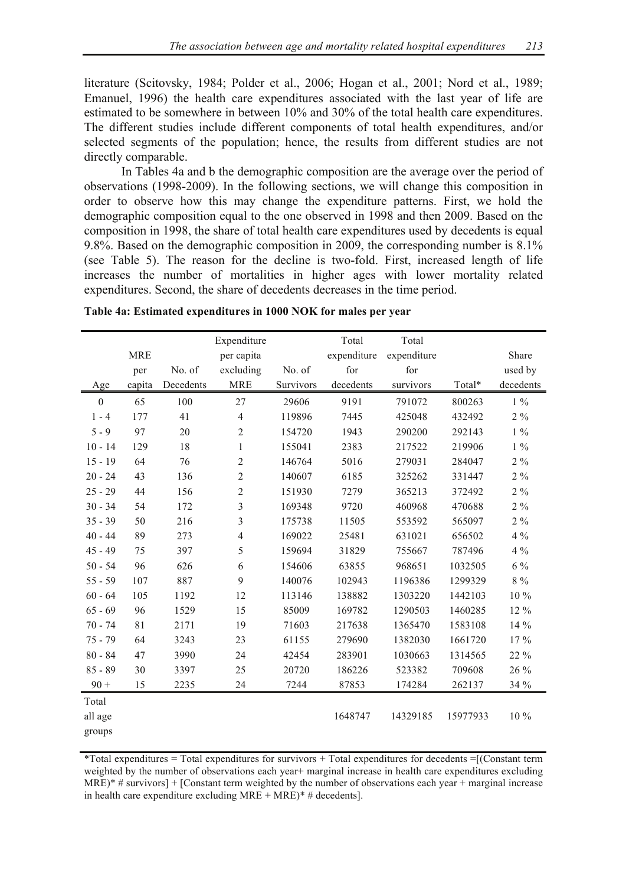literature (Scitovsky, 1984; Polder et al., 2006; Hogan et al., 2001; Nord et al., 1989; Emanuel, 1996) the health care expenditures associated with the last year of life are estimated to be somewhere in between 10% and 30% of the total health care expenditures. The different studies include different components of total health expenditures, and/or selected segments of the population; hence, the results from different studies are not directly comparable.

In Tables 4a and b the demographic composition are the average over the period of observations (1998-2009). In the following sections, we will change this composition in order to observe how this may change the expenditure patterns. First, we hold the demographic composition equal to the one observed in 1998 and then 2009. Based on the composition in 1998, the share of total health care expenditures used by decedents is equal 9.8%. Based on the demographic composition in 2009, the corresponding number is 8.1% (see Table 5). The reason for the decline is two-fold. First, increased length of life increases the number of mortalities in higher ages with lower mortality related expenditures. Second, the share of decedents decreases in the time period.

**Table 4a: Estimated expenditures in 1000 NOK for males per year**

| Age | MRE per capita | No. of Decedents | Expenditure per capita excluding MRE | No. of Survivors | Total expenditure for decedents | Total expenditure for survivors | Total* | Share used by decedents |
|---|---|---|---|---|---|---|---|---|
| 0 | 65 | 100 | 27 | 29606 | 9191 | 791072 | 800263 | 1 % |
| 1 - 4 | 177 | 41 | 4 | 119896 | 7445 | 425048 | 432492 | 2 % |
| 5 - 9 | 97 | 20 | 2 | 154720 | 1943 | 290200 | 292143 | 1 % |
| 10 - 14 | 129 | 18 | 1 | 155041 | 2383 | 217522 | 219906 | 1 % |
| 15 - 19 | 64 | 76 | 2 | 146764 | 5016 | 279031 | 284047 | 2 % |
| 20 - 24 | 43 | 136 | 2 | 140607 | 6185 | 325262 | 331447 | 2 % |
| 25 - 29 | 44 | 156 | 2 | 151930 | 7279 | 365213 | 372492 | 2 % |
| 30 - 34 | 54 | 172 | 3 | 169348 | 9720 | 460968 | 470688 | 2 % |
| 35 - 39 | 50 | 216 | 3 | 175738 | 11505 | 553592 | 565097 | 2 % |
| 40 - 44 | 89 | 273 | 4 | 169022 | 25481 | 631021 | 656502 | 4 % |
| 45 - 49 | 75 | 397 | 5 | 159694 | 31829 | 755667 | 787496 | 4 % |
| 50 - 54 | 96 | 626 | 6 | 154606 | 63855 | 968651 | 1032505 | 6 % |
| 55 - 59 | 107 | 887 | 9 | 140076 | 102943 | 1196386 | 1299329 | 8 % |
| 60 - 64 | 105 | 1192 | 12 | 113146 | 138882 | 1303220 | 1442103 | 10 % |
| 65 - 69 | 96 | 1529 | 15 | 85009 | 169782 | 1290503 | 1460285 | 12 % |
| 70 - 74 | 81 | 2171 | 19 | 71603 | 217638 | 1365470 | 1583108 | 14 % |
| 75 - 79 | 64 | 3243 | 23 | 61155 | 279690 | 1382030 | 1661720 | 17 % |
| 80 - 84 | 47 | 3990 | 24 | 42454 | 283901 | 1030663 | 1314565 | 22 % |
| 85 - 89 | 30 | 3397 | 25 | 20720 | 186226 | 523382 | 709608 | 26 % |
| 90 + | 15 | 2235 | 24 | 7244 | 87853 | 174284 | 262137 | 34 % |
| Total all age groups | | | | | 1648747 | 14329185 | 15977933 | 10 % |

*Total expenditures = Total expenditures for survivors + Total expenditures for decedents =[(Constant term weighted by the number of observations each year+ marginal increase in health care expenditures excluding MRE)* # survivors] + [Constant term weighted by the number of observations each year + marginal increase in health care expenditure excluding MRE + MRE)* # decedents].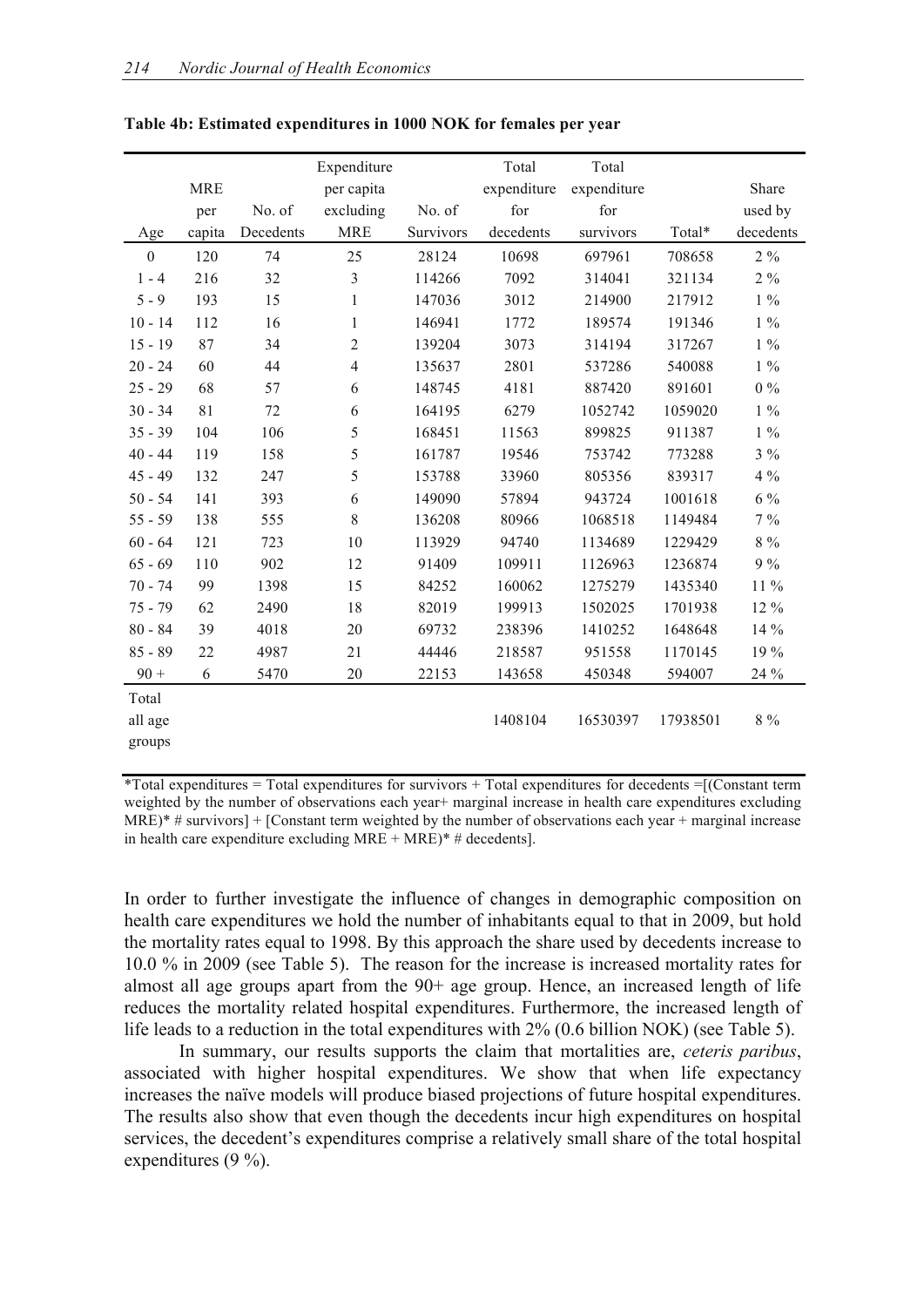**Table 4b: Estimated expenditures in 1000 NOK for females per year**

| Age | MRE per capita | No. of Decedents | Expenditure per capita excluding MRE | No. of Survivors | Total expenditure for decedents | Total expenditure for survivors | Total* | Share used by decedents |
|---|---|---|---|---|---|---|---|---|
| 0 | 120 | 74 | 25 | 28124 | 10698 | 697961 | 708658 | 2 % |
| 1 - 4 | 216 | 32 | 3 | 114266 | 7092 | 314041 | 321134 | 2 % |
| 5 - 9 | 193 | 15 | 1 | 147036 | 3012 | 214900 | 217912 | 1 % |
| 10 - 14 | 112 | 16 | 1 | 146941 | 1772 | 189574 | 191346 | 1 % |
| 15 - 19 | 87 | 34 | 2 | 139204 | 3073 | 314194 | 317267 | 1 % |
| 20 - 24 | 60 | 44 | 4 | 135637 | 2801 | 537286 | 540088 | 1 % |
| 25 - 29 | 68 | 57 | 6 | 148745 | 4181 | 887420 | 891601 | 0 % |
| 30 - 34 | 81 | 72 | 6 | 164195 | 6279 | 1052742 | 1059020 | 1 % |
| 35 - 39 | 104 | 106 | 5 | 168451 | 11563 | 899825 | 911387 | 1 % |
| 40 - 44 | 119 | 158 | 5 | 161787 | 19546 | 753742 | 773288 | 3 % |
| 45 - 49 | 132 | 247 | 5 | 153788 | 33960 | 805356 | 839317 | 4 % |
| 50 - 54 | 141 | 393 | 6 | 149090 | 57894 | 943724 | 1001618 | 6 % |
| 55 - 59 | 138 | 555 | 8 | 136208 | 80966 | 1068518 | 1149484 | 7 % |
| 60 - 64 | 121 | 723 | 10 | 113929 | 94740 | 1134689 | 1229429 | 8 % |
| 65 - 69 | 110 | 902 | 12 | 91409 | 109911 | 1126963 | 1236874 | 9 % |
| 70 - 74 | 99 | 1398 | 15 | 84252 | 160062 | 1275279 | 1435340 | 11 % |
| 75 - 79 | 62 | 2490 | 18 | 82019 | 199913 | 1502025 | 1701938 | 12 % |
| 80 - 84 | 39 | 4018 | 20 | 69732 | 238396 | 1410252 | 1648648 | 14 % |
| 85 - 89 | 22 | 4987 | 21 | 44446 | 218587 | 951558 | 1170145 | 19 % |
| 90 + | 6 | 5470 | 20 | 22153 | 143658 | 450348 | 594007 | 24 % |
| Total all age groups | | | | | 1408104 | 16530397 | 17938501 | 8 % |

*Total expenditures = Total expenditures for survivors + Total expenditures for decedents =[(Constant term weighted by the number of observations each year+ marginal increase in health care expenditures excluding MRE)* # survivors] + [Constant term weighted by the number of observations each year + marginal increase in health care expenditure excluding MRE + MRE)* # decedents].

In order to further investigate the influence of changes in demographic composition on health care expenditures we hold the number of inhabitants equal to that in 2009, but hold the mortality rates equal to 1998. By this approach the share used by decedents increase to 10.0 % in 2009 (see Table 5). The reason for the increase is increased mortality rates for almost all age groups apart from the 90+ age group. Hence, an increased length of life reduces the mortality related hospital expenditures. Furthermore, the increased length of life leads to a reduction in the total expenditures with 2% (0.6 billion NOK) (see Table 5).

In summary, our results supports the claim that mortalities are, *ceteris paribus*, associated with higher hospital expenditures. We show that when life expectancy increases the naïve models will produce biased projections of future hospital expenditures. The results also show that even though the decedents incur high expenditures on hospital services, the decedent's expenditures comprise a relatively small share of the total hospital expenditures (9 %).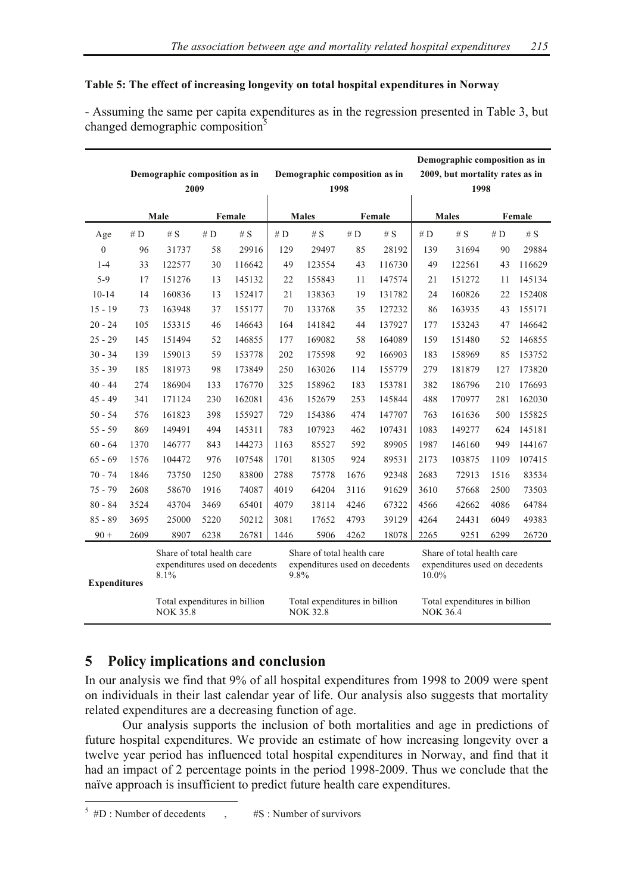**Table 5: The effect of increasing longevity on total hospital expenditures in Norway**

- Assuming the same per capita expenditures as in the regression presented in Table 3, but changed demographic composition[5]

| | Demographic composition as in 2009 | | | | Demographic composition as in 1998 | | | | Demographic composition as in 2009, but mortality rates as in 1998 | | | |
|---|---|---|---|---|---|---|---|---|---|---|---|---|
| | Male | | Female | | Males | | Female | | Males | | Female | |
| Age | # D | # S | # D | # S | # D | # S | # D | # S | # D | # S | # D | # S |
| 0 | 96 | 31737 | 58 | 29916 | 129 | 29497 | 85 | 28192 | 139 | 31694 | 90 | 29884 |
| 1-4 | 33 | 122577 | 30 | 116642 | 49 | 123554 | 43 | 116730 | 49 | 122561 | 43 | 116629 |
| 5-9 | 17 | 151276 | 13 | 145132 | 22 | 155843 | 11 | 147574 | 21 | 151272 | 11 | 145134 |
| 10-14 | 14 | 160836 | 13 | 152417 | 21 | 138363 | 19 | 131782 | 24 | 160826 | 22 | 152408 |
| 15 - 19 | 73 | 163948 | 37 | 155177 | 70 | 133768 | 35 | 127232 | 86 | 163935 | 43 | 155171 |
| 20 - 24 | 105 | 153315 | 46 | 146643 | 164 | 141842 | 44 | 137927 | 177 | 153243 | 47 | 146642 |
| 25 - 29 | 145 | 151494 | 52 | 146855 | 177 | 169082 | 58 | 164089 | 159 | 151480 | 52 | 146855 |
| 30 - 34 | 139 | 159013 | 59 | 153778 | 202 | 175598 | 92 | 166903 | 183 | 158969 | 85 | 153752 |
| 35 - 39 | 185 | 181973 | 98 | 173849 | 250 | 163026 | 114 | 155779 | 279 | 181879 | 127 | 173820 |
| 40 - 44 | 274 | 186904 | 133 | 176770 | 325 | 158962 | 183 | 153781 | 382 | 186796 | 210 | 176693 |
| 45 - 49 | 341 | 171124 | 230 | 162081 | 436 | 152679 | 253 | 145844 | 488 | 170977 | 281 | 162030 |
| 50 - 54 | 576 | 161823 | 398 | 155927 | 729 | 154386 | 474 | 147707 | 763 | 161636 | 500 | 155825 |
| 55 - 59 | 869 | 149491 | 494 | 145311 | 783 | 107923 | 462 | 107431 | 1083 | 149277 | 624 | 145181 |
| 60 - 64 | 1370 | 146777 | 843 | 144273 | 1163 | 85527 | 592 | 89905 | 1987 | 146160 | 949 | 144167 |
| 65 - 69 | 1576 | 104472 | 976 | 107548 | 1701 | 81305 | 924 | 89531 | 2173 | 103875 | 1109 | 107415 |
| 70 - 74 | 1846 | 73750 | 1250 | 83800 | 2788 | 75778 | 1676 | 92348 | 2683 | 72913 | 1516 | 83534 |
| 75 - 79 | 2608 | 58670 | 1916 | 74087 | 4019 | 64204 | 3116 | 91629 | 3610 | 57668 | 2500 | 73503 |
| 80 - 84 | 3524 | 43704 | 3469 | 65401 | 4079 | 38114 | 4246 | 67322 | 4566 | 42662 | 4086 | 64784 |
| 85 - 89 | 3695 | 25000 | 5220 | 50212 | 3081 | 17652 | 4793 | 39129 | 4264 | 24431 | 6049 | 49383 |
| 90 + | 2609 | 8907 | 6238 | 26781 | 1446 | 5906 | 4262 | 18078 | 2265 | 9251 | 6299 | 26720 |
| Expenditures | Share of total health care expenditures used on decedents 8.1% | | | | Share of total health care expenditures used on decedents 9.8% | | | | Share of total health care expenditures used on decedents 10.0% | | | |
| | Total expenditures in billion NOK 35.8 | | | | Total expenditures in billion NOK 32.8 | | | | Total expenditures in billion NOK 36.4 | | | |

## 5 Policy implications and conclusion

In our analysis we find that 9% of all hospital expenditures from 1998 to 2009 were spent on individuals in their last calendar year of life. Our analysis also suggests that mortality related expenditures are a decreasing function of age.

Our analysis supports the inclusion of both mortalities and age in predictions of future hospital expenditures. We provide an estimate of how increasing longevity over a twelve year period has influenced total hospital expenditures in Norway, and find that it had an impact of 2 percentage points in the period 1998-2009. Thus we conclude that the naïve approach is insufficient to predict future health care expenditures.

[5] #D : Number of decedents , #S : Number of survivors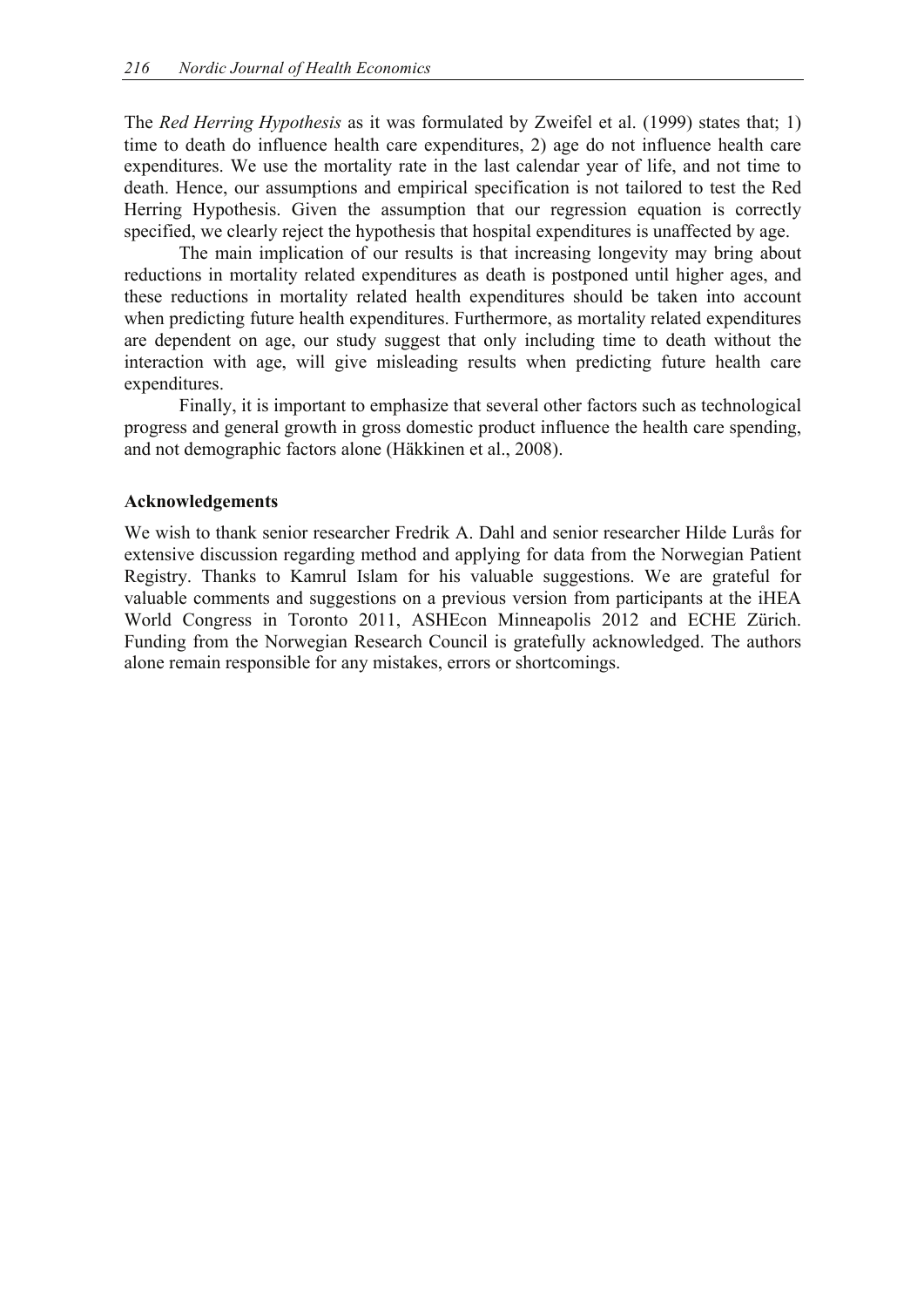The *Red Herring Hypothesis* as it was formulated by Zweifel et al. (1999) states that; 1) time to death do influence health care expenditures, 2) age do not influence health care expenditures. We use the mortality rate in the last calendar year of life, and not time to death. Hence, our assumptions and empirical specification is not tailored to test the Red Herring Hypothesis. Given the assumption that our regression equation is correctly specified, we clearly reject the hypothesis that hospital expenditures is unaffected by age.

The main implication of our results is that increasing longevity may bring about reductions in mortality related expenditures as death is postponed until higher ages, and these reductions in mortality related health expenditures should be taken into account when predicting future health expenditures. Furthermore, as mortality related expenditures are dependent on age, our study suggest that only including time to death without the interaction with age, will give misleading results when predicting future health care expenditures.

Finally, it is important to emphasize that several other factors such as technological progress and general growth in gross domestic product influence the health care spending, and not demographic factors alone (Häkkinen et al., 2008).

### Acknowledgements

We wish to thank senior researcher Fredrik A. Dahl and senior researcher Hilde Lurås for extensive discussion regarding method and applying for data from the Norwegian Patient Registry. Thanks to Kamrul Islam for his valuable suggestions. We are grateful for valuable comments and suggestions on a previous version from participants at the iHEA World Congress in Toronto 2011, ASHEcon Minneapolis 2012 and ECHE Zürich. Funding from the Norwegian Research Council is gratefully acknowledged. The authors alone remain responsible for any mistakes, errors or shortcomings.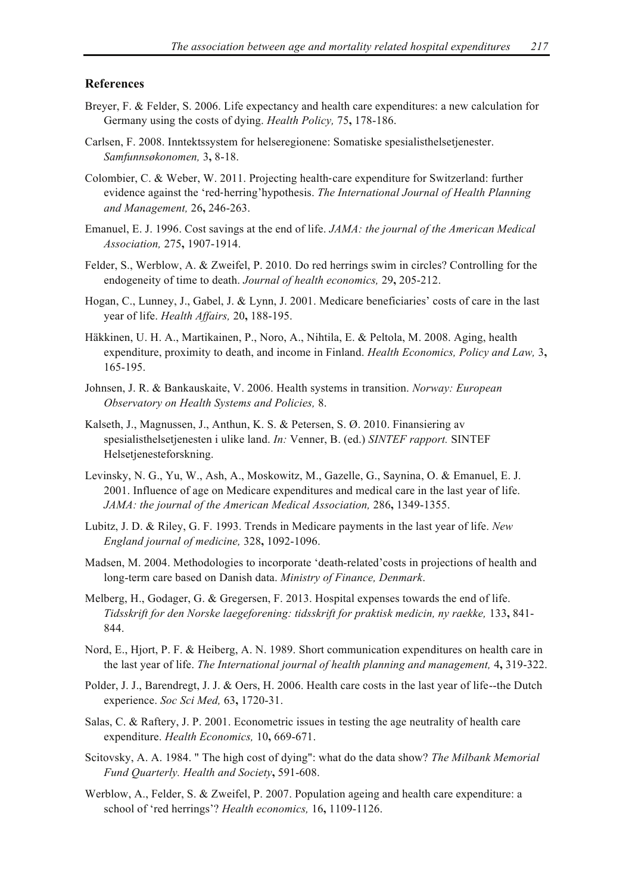## References

Breyer, F. & Felder, S. 2006. Life expectancy and health care expenditures: a new calculation for Germany using the costs of dying. *Health Policy,* 75**,** 178-186.

Carlsen, F. 2008. Inntektssystem for helseregionene: Somatiske spesialisthelsetjenester. *Samfunnsøkonomen,* 3**,** 8-18.

Colombier, C. & Weber, W. 2011. Projecting health‐care expenditure for Switzerland: further evidence against the 'red‐herring'hypothesis. *The International Journal of Health Planning and Management,* 26**,** 246-263.

Emanuel, E. J. 1996. Cost savings at the end of life. *JAMA: the journal of the American Medical Association,* 275**,** 1907-1914.

Felder, S., Werblow, A. & Zweifel, P. 2010. Do red herrings swim in circles? Controlling for the endogeneity of time to death. *Journal of health economics,* 29**,** 205-212.

Hogan, C., Lunney, J., Gabel, J. & Lynn, J. 2001. Medicare beneficiaries' costs of care in the last year of life. *Health Affairs,* 20**,** 188-195.

Häkkinen, U. H. A., Martikainen, P., Noro, A., Nihtila, E. & Peltola, M. 2008. Aging, health expenditure, proximity to death, and income in Finland. *Health Economics, Policy and Law,* 3**,** 165-195.

Johnsen, J. R. & Bankauskaite, V. 2006. Health systems in transition. *Norway: European Observatory on Health Systems and Policies,* 8.

Kalseth, J., Magnussen, J., Anthun, K. S. & Petersen, S. Ø. 2010. Finansiering av spesialisthelsetjenesten i ulike land. *In:* Venner, B. (ed.) *SINTEF rapport.* SINTEF Helsetjenesteforskning.

Levinsky, N. G., Yu, W., Ash, A., Moskowitz, M., Gazelle, G., Saynina, O. & Emanuel, E. J. 2001. Influence of age on Medicare expenditures and medical care in the last year of life. *JAMA: the journal of the American Medical Association,* 286**,** 1349-1355.

Lubitz, J. D. & Riley, G. F. 1993. Trends in Medicare payments in the last year of life. *New England journal of medicine,* 328**,** 1092-1096.

Madsen, M. 2004. Methodologies to incorporate 'death-related'costs in projections of health and long-term care based on Danish data. *Ministry of Finance, Denmark*.

Melberg, H., Godager, G. & Gregersen, F. 2013. Hospital expenses towards the end of life. *Tidsskrift for den Norske laegeforening: tidsskrift for praktisk medicin, ny raekke,* 133**,** 841-844.

Nord, E., Hjort, P. F. & Heiberg, A. N. 1989. Short communication expenditures on health care in the last year of life. *The International journal of health planning and management,* 4**,** 319-322.

Polder, J. J., Barendregt, J. J. & Oers, H. 2006. Health care costs in the last year of life--the Dutch experience. *Soc Sci Med,* 63**,** 1720-31.

Salas, C. & Raftery, J. P. 2001. Econometric issues in testing the age neutrality of health care expenditure. *Health Economics,* 10**,** 669-671.

Scitovsky, A. A. 1984. " The high cost of dying": what do the data show? *The Milbank Memorial Fund Quarterly. Health and Society***,** 591-608.

Werblow, A., Felder, S. & Zweifel, P. 2007. Population ageing and health care expenditure: a school of 'red herrings'? *Health economics,* 16**,** 1109-1126.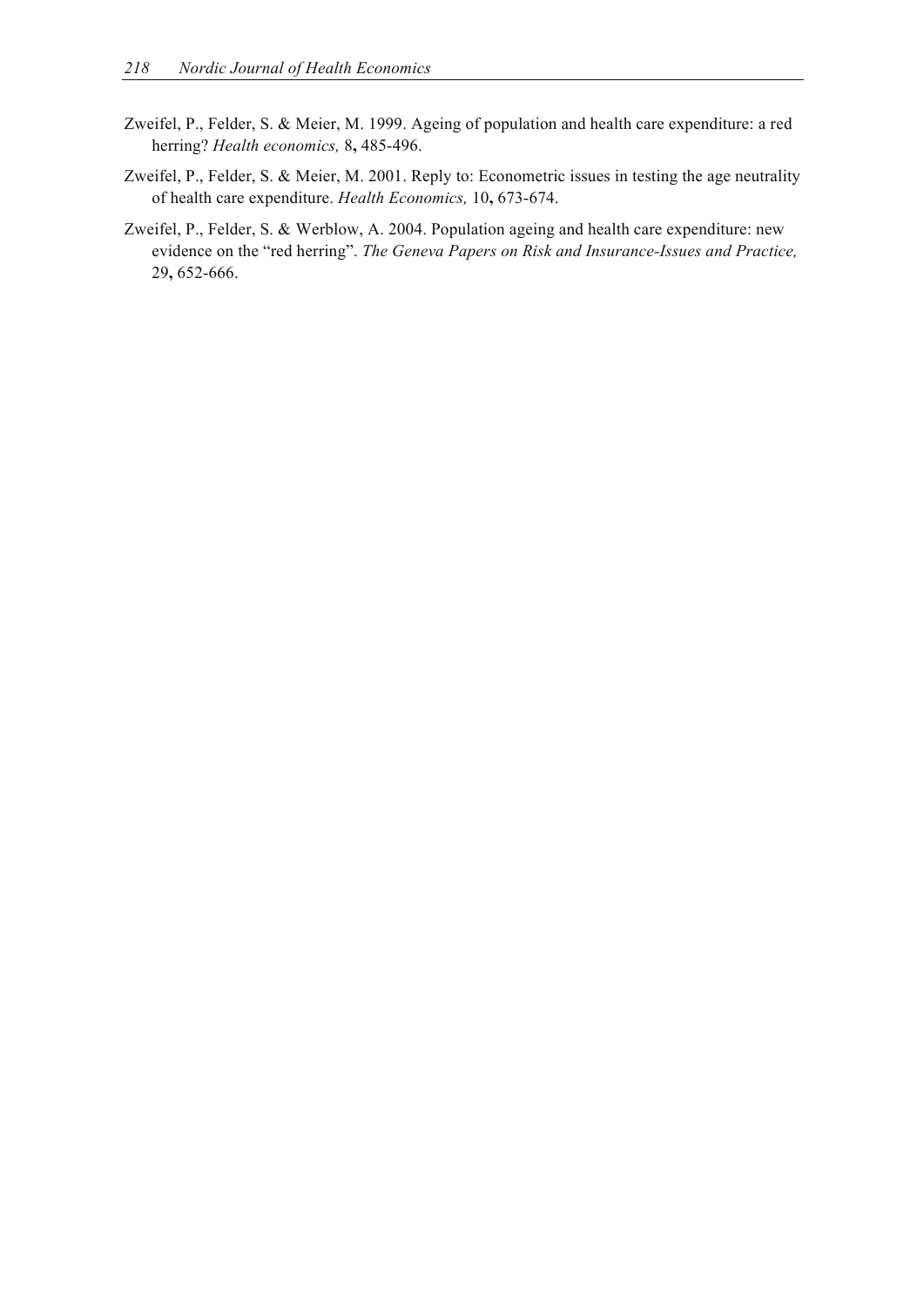Zweifel, P., Felder, S. & Meier, M. 1999. Ageing of population and health care expenditure: a red herring? *Health economics,* 8**,** 485-496.

Zweifel, P., Felder, S. & Meier, M. 2001. Reply to: Econometric issues in testing the age neutrality of health care expenditure. *Health Economics,* 10**,** 673-674.

Zweifel, P., Felder, S. & Werblow, A. 2004. Population ageing and health care expenditure: new evidence on the "red herring". *The Geneva Papers on Risk and Insurance-Issues and Practice,* 29**,** 652-666.